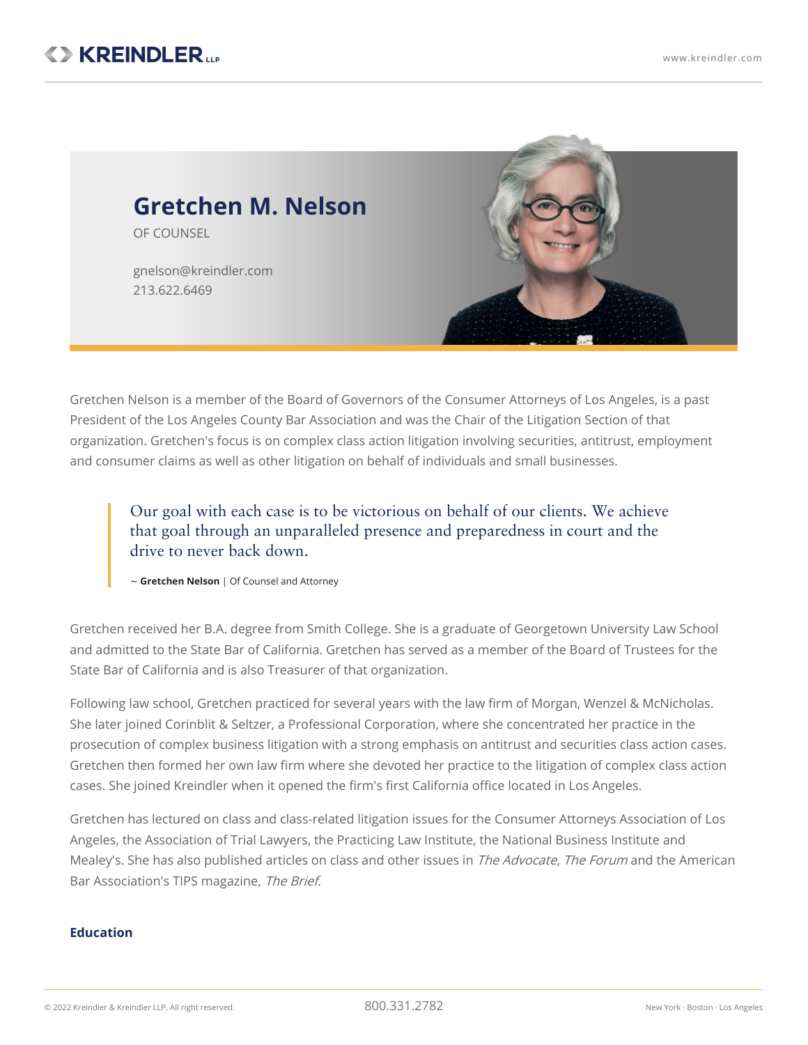# Gretchen M. Nelson

OF COUNSEL

gnelson@kreindler.com
213.622.6469

Gretchen Nelson is a member of the Board of Governors of the Consumer Attorneys of Los Angeles, is a past President of the Los Angeles County Bar Association and was the Chair of the Litigation Section of that organization. Gretchen's focus is on complex class action litigation involving securities, antitrust, employment and consumer claims as well as other litigation on behalf of individuals and small businesses.

> Our goal with each case is to be victorious on behalf of our clients. We achieve that goal through an unparalleled presence and preparedness in court and the drive to never back down.
>
> ~ **Gretchen Nelson** | Of Counsel and Attorney

Gretchen received her B.A. degree from Smith College. She is a graduate of Georgetown University Law School and admitted to the State Bar of California. Gretchen has served as a member of the Board of Trustees for the State Bar of California and is also Treasurer of that organization.

Following law school, Gretchen practiced for several years with the law firm of Morgan, Wenzel & McNicholas. She later joined Corinblit & Seltzer, a Professional Corporation, where she concentrated her practice in the prosecution of complex business litigation with a strong emphasis on antitrust and securities class action cases. Gretchen then formed her own law firm where she devoted her practice to the litigation of complex class action cases. She joined Kreindler when it opened the firm's first California office located in Los Angeles.

Gretchen has lectured on class and class-related litigation issues for the Consumer Attorneys Association of Los Angeles, the Association of Trial Lawyers, the Practicing Law Institute, the National Business Institute and Mealey's. She has also published articles on class and other issues in *The Advocate*, *The Forum* and the American Bar Association's TIPS magazine, *The Brief*.

## Education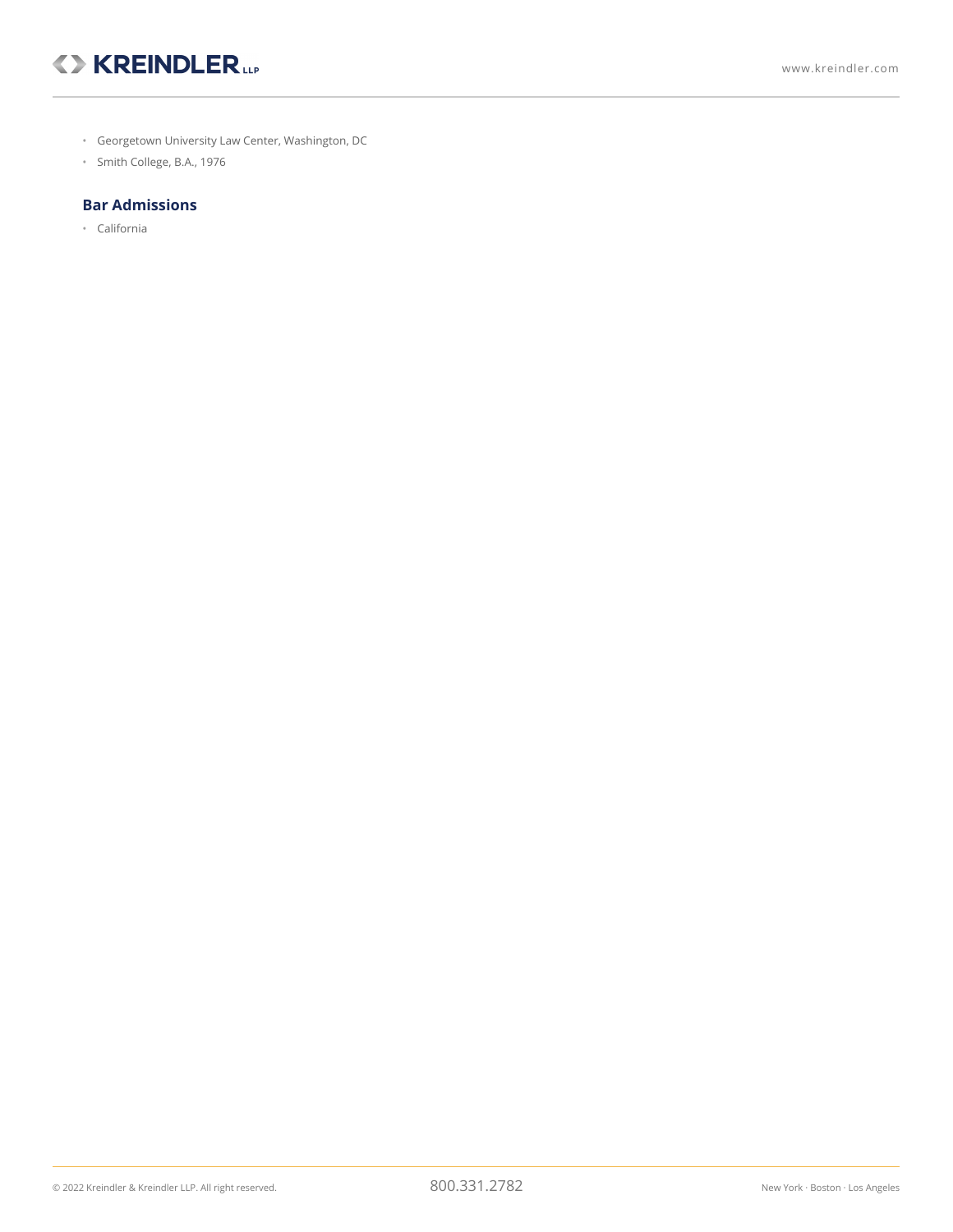- Georgetown University Law Center, Washington, DC
- Smith College, B.A., 1976

### Bar Admissions

- California